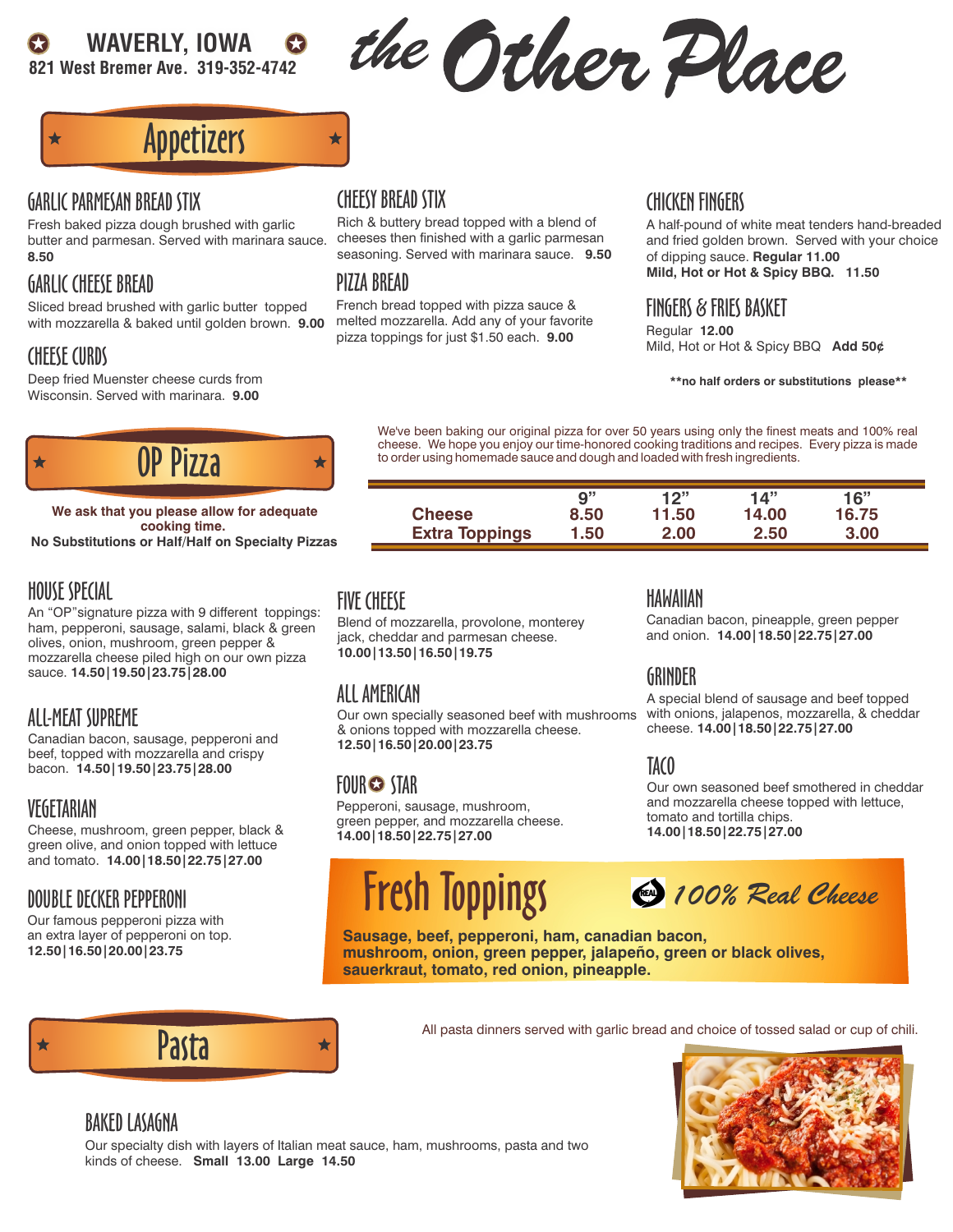# the Other Place

**WAVERLY, IOWA**
**821 West Bremer Ave. 319-352-4742**

## Appetizers

### GARLIC PARMESAN BREAD STIX

Fresh baked pizza dough brushed with garlic butter and parmesan. Served with marinara sauce. **8.50**

### GARLIC CHEESE BREAD

Sliced bread brushed with garlic butter topped with mozzarella & baked until golden brown. **9.00**

### CHEESE CURDS

Deep fried Muenster cheese curds from Wisconsin. Served with marinara. **9.00**

### CHEESY BREAD STIX

Rich & buttery bread topped with a blend of cheeses then finished with a garlic parmesan seasoning. Served with marinara sauce. **9.50**

### PIZZA BREAD

French bread topped with pizza sauce & melted mozzarella. Add any of your favorite pizza toppings for just $1.50 each. **9.00**

### CHICKEN FINGERS

A half-pound of white meat tenders hand-breaded and fried golden brown. Served with your choice of dipping sauce. **Regular 11.00**
**Mild, Hot or Hot & Spicy BBQ. 11.50**

### FINGERS & FRIES BASKET

Regular **12.00**
Mild, Hot or Hot & Spicy BBQ **Add 50¢**

**\*\*no half orders or substitutions please\*\***

## OP Pizza

**We ask that you please allow for adequate cooking time.**
**No Substitutions or Half/Half on Specialty Pizzas**

We've been baking our original pizza for over 50 years using only the finest meats and 100% real cheese. We hope you enjoy our time-honored cooking traditions and recipes. Every pizza is made to order using homemade sauce and dough and loaded with fresh ingredients.

| | 9" | 12" | 14" | 16" |
|---|---|---|---|---|
| **Cheese** | 8.50 | 11.50 | 14.00 | 16.75 |
| **Extra Toppings** | 1.50 | 2.00 | 2.50 | 3.00 |

### HOUSE SPECIAL

An "OP"signature pizza with 9 different toppings: ham, pepperoni, sausage, salami, black & green olives, onion, mushroom, green pepper & mozzarella cheese piled high on our own pizza sauce. **14.50|19.50|23.75|28.00**

### ALL-MEAT SUPREME

Canadian bacon, sausage, pepperoni and beef, topped with mozzarella and crispy bacon. **14.50|19.50|23.75|28.00**

### VEGETARIAN

Cheese, mushroom, green pepper, black & green olive, and onion topped with lettuce and tomato. **14.00|18.50|22.75|27.00**

### DOUBLE DECKER PEPPERONI

Our famous pepperoni pizza with an extra layer of pepperoni on top. **12.50|16.50|20.00|23.75**

### FIVE CHEESE

Blend of mozzarella, provolone, monterey jack, cheddar and parmesan cheese. **10.00|13.50|16.50|19.75**

### ALL AMERICAN

Our own specially seasoned beef with mushrooms & onions topped with mozzarella cheese. **12.50|16.50|20.00|23.75**

### FOUR STAR

Pepperoni, sausage, mushroom, green pepper, and mozzarella cheese. **14.00|18.50|22.75|27.00**

### HAWAIIAN

Canadian bacon, pineapple, green pepper and onion. **14.00|18.50|22.75|27.00**

### GRINDER

A special blend of sausage and beef topped with onions, jalapenos, mozzarella, & cheddar cheese. **14.00|18.50|22.75|27.00**

### TACO

Our own seasoned beef smothered in cheddar and mozzarella cheese topped with lettuce, tomato and tortilla chips. **14.00|18.50|22.75|27.00**

## Fresh Toppings

*100% Real Cheese*

**Sausage, beef, pepperoni, ham, canadian bacon, mushroom, onion, green pepper, jalapeño, green or black olives, sauerkraut, tomato, red onion, pineapple.**

## Pasta

All pasta dinners served with garlic bread and choice of tossed salad or cup of chili.

### BAKED LASAGNA

Our specialty dish with layers of Italian meat sauce, ham, mushrooms, pasta and two kinds of cheese. **Small 13.00 Large 14.50**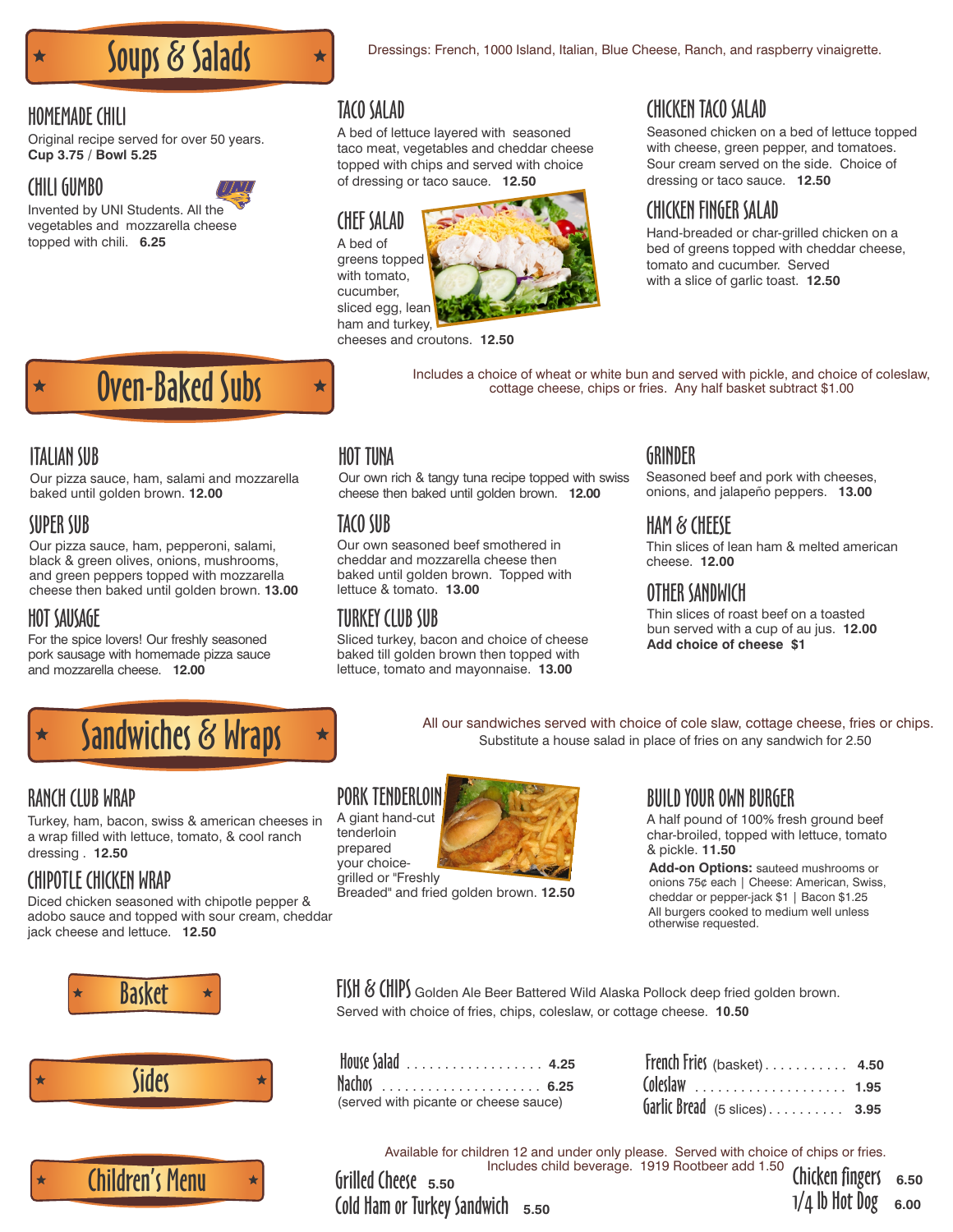# Soups & Salads

Dressings: French, 1000 Island, Italian, Blue Cheese, Ranch, and raspberry vinaigrette.

### HOMEMADE CHILI

Original recipe served for over 50 years.
**Cup 3.75 / Bowl 5.25**

### CHILI GUMBO

Invented by UNI Students. All the vegetables and mozzarella cheese topped with chili. **6.25**

### TACO SALAD

A bed of lettuce layered with seasoned taco meat, vegetables and cheddar cheese topped with chips and served with choice of dressing or taco sauce. **12.50**

### CHEF SALAD

A bed of greens topped with tomato, cucumber, sliced egg, lean ham and turkey, cheeses and croutons. **12.50**

### CHICKEN TACO SALAD

Seasoned chicken on a bed of lettuce topped with cheese, green pepper, and tomatoes. Sour cream served on the side. Choice of dressing or taco sauce. **12.50**

### CHICKEN FINGER SALAD

Hand-breaded or char-grilled chicken on a bed of greens topped with cheddar cheese, tomato and cucumber. Served with a slice of garlic toast. **12.50**

# Oven-Baked Subs

Includes a choice of wheat or white bun and served with pickle, and choice of coleslaw, cottage cheese, chips or fries. Any half basket subtract $1.00

### ITALIAN SUB

Our pizza sauce, ham, salami and mozzarella baked until golden brown. **12.00**

### SUPER SUB

Our pizza sauce, ham, pepperoni, salami, black & green olives, onions, mushrooms, and green peppers topped with mozzarella cheese then baked until golden brown. **13.00**

### HOT SAUSAGE

For the spice lovers! Our freshly seasoned pork sausage with homemade pizza sauce and mozzarella cheese. **12.00**

### HOT TUNA

Our own rich & tangy tuna recipe topped with swiss cheese then baked until golden brown. **12.00**

### TACO SUB

Our own seasoned beef smothered in cheddar and mozzarella cheese then baked until golden brown. Topped with lettuce & tomato. **13.00**

### TURKEY CLUB SUB

Sliced turkey, bacon and choice of cheese baked till golden brown then topped with lettuce, tomato and mayonnaise. **13.00**

### GRINDER

Seasoned beef and pork with cheeses, onions, and jalapeño peppers. **13.00**

### HAM & CHEESE

Thin slices of lean ham & melted american cheese. **12.00**

### OTHER SANDWICH

Thin slices of roast beef on a toasted bun served with a cup of au jus. **12.00**
**Add choice of cheese $1**

# Sandwiches & Wraps

All our sandwiches served with choice of cole slaw, cottage cheese, fries or chips.
Substitute a house salad in place of fries on any sandwich for 2.50

### RANCH CLUB WRAP

Turkey, ham, bacon, swiss & american cheeses in a wrap filled with lettuce, tomato, & cool ranch dressing . **12.50**

### CHIPOTLE CHICKEN WRAP

Diced chicken seasoned with chipotle pepper & adobo sauce and topped with sour cream, cheddar jack cheese and lettuce. **12.50**

### PORK TENDERLOIN

A giant hand-cut tenderloin prepared your choice- grilled or "Freshly Breaded" and fried golden brown. **12.50**

### BUILD YOUR OWN BURGER

A half pound of 100% fresh ground beef char-broiled, topped with lettuce, tomato & pickle. **11.50**

**Add-on Options:** sauteed mushrooms or onions 75¢ each | Cheese: American, Swiss, cheddar or pepper-jack $1 | Bacon $1.25
All burgers cooked to medium well unless otherwise requested.

# Basket

### FISH & CHIPS

Golden Ale Beer Battered Wild Alaska Pollock deep fried golden brown. Served with choice of fries, chips, coleslaw, or cottage cheese. **10.50**

# Sides

- House Salad .................. **4.25**
- Nachos ..................... **6.25**
  (served with picante or cheese sauce)
- French Fries (basket)........... **4.50**
- Coleslaw .................... **1.95**
- Garlic Bread (5 slices).......... **3.95**

# Children's Menu

Available for children 12 and under only please. Served with choice of chips or fries.
Includes child beverage. 1919 Rootbeer add 1.50

- Grilled Cheese **5.50**
- Cold Ham or Turkey Sandwich **5.50**
- Chicken fingers **6.50**
- 1/4 lb Hot Dog **6.00**